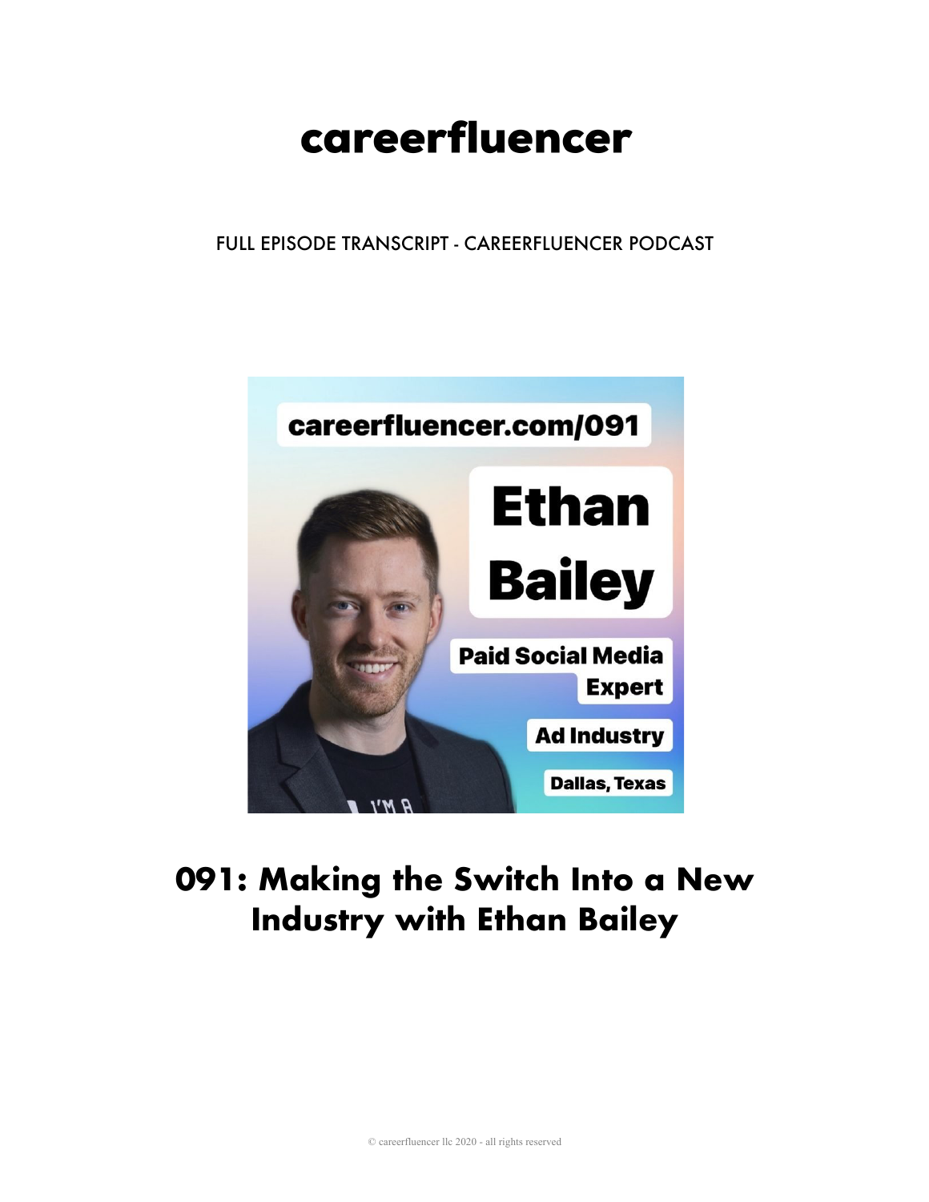# careerfluencer

FULL EPISODE TRANSCRIPT - CAREERFLUENCER PODCAST

# 091: Making the Switch Into a New Industry with Ethan Bailey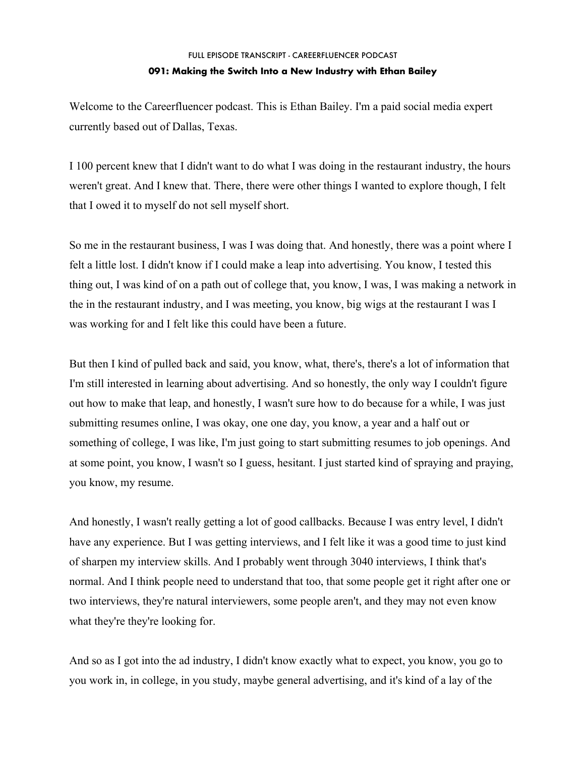FULL EPISODE TRANSCRIPT - CAREERFLUENCER PODCAST

**091: Making the Switch Into a New Industry with Ethan Bailey**

Welcome to the Careerfluencer podcast. This is Ethan Bailey. I'm a paid social media expert currently based out of Dallas, Texas.

I 100 percent knew that I didn't want to do what I was doing in the restaurant industry, the hours weren't great. And I knew that. There, there were other things I wanted to explore though, I felt that I owed it to myself do not sell myself short.

So me in the restaurant business, I was I was doing that. And honestly, there was a point where I felt a little lost. I didn't know if I could make a leap into advertising. You know, I tested this thing out, I was kind of on a path out of college that, you know, I was, I was making a network in the in the restaurant industry, and I was meeting, you know, big wigs at the restaurant I was I was working for and I felt like this could have been a future.

But then I kind of pulled back and said, you know, what, there's, there's a lot of information that I'm still interested in learning about advertising. And so honestly, the only way I couldn't figure out how to make that leap, and honestly, I wasn't sure how to do because for a while, I was just submitting resumes online, I was okay, one one day, you know, a year and a half out or something of college, I was like, I'm just going to start submitting resumes to job openings. And at some point, you know, I wasn't so I guess, hesitant. I just started kind of spraying and praying, you know, my resume.

And honestly, I wasn't really getting a lot of good callbacks. Because I was entry level, I didn't have any experience. But I was getting interviews, and I felt like it was a good time to just kind of sharpen my interview skills. And I probably went through 3040 interviews, I think that's normal. And I think people need to understand that too, that some people get it right after one or two interviews, they're natural interviewers, some people aren't, and they may not even know what they're they're looking for.

And so as I got into the ad industry, I didn't know exactly what to expect, you know, you go to you work in, in college, in you study, maybe general advertising, and it's kind of a lay of the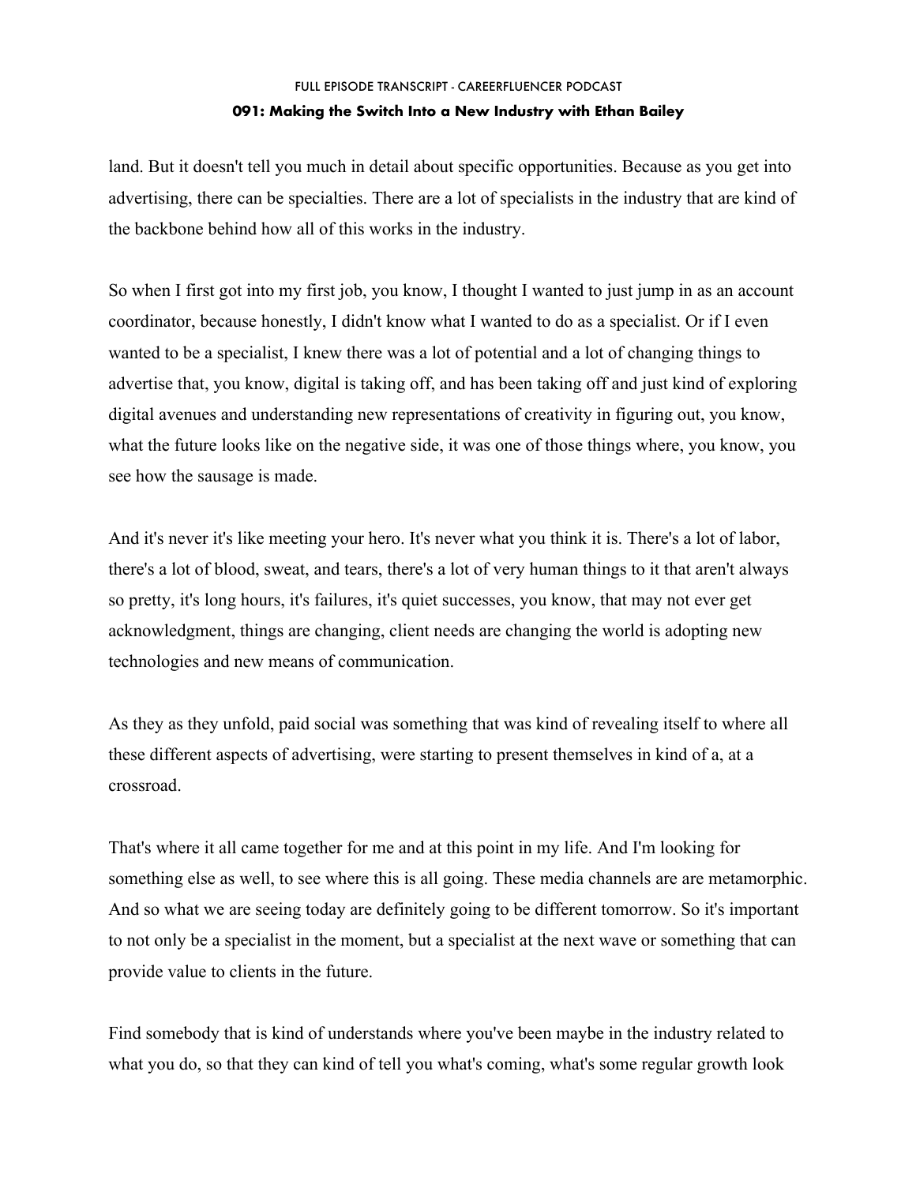land. But it doesn't tell you much in detail about specific opportunities. Because as you get into advertising, there can be specialties. There are a lot of specialists in the industry that are kind of the backbone behind how all of this works in the industry.

So when I first got into my first job, you know, I thought I wanted to just jump in as an account coordinator, because honestly, I didn't know what I wanted to do as a specialist. Or if I even wanted to be a specialist, I knew there was a lot of potential and a lot of changing things to advertise that, you know, digital is taking off, and has been taking off and just kind of exploring digital avenues and understanding new representations of creativity in figuring out, you know, what the future looks like on the negative side, it was one of those things where, you know, you see how the sausage is made.

And it's never it's like meeting your hero. It's never what you think it is. There's a lot of labor, there's a lot of blood, sweat, and tears, there's a lot of very human things to it that aren't always so pretty, it's long hours, it's failures, it's quiet successes, you know, that may not ever get acknowledgment, things are changing, client needs are changing the world is adopting new technologies and new means of communication.

As they as they unfold, paid social was something that was kind of revealing itself to where all these different aspects of advertising, were starting to present themselves in kind of a, at a crossroad.

That's where it all came together for me and at this point in my life. And I'm looking for something else as well, to see where this is all going. These media channels are are metamorphic. And so what we are seeing today are definitely going to be different tomorrow. So it's important to not only be a specialist in the moment, but a specialist at the next wave or something that can provide value to clients in the future.

Find somebody that is kind of understands where you've been maybe in the industry related to what you do, so that they can kind of tell you what's coming, what's some regular growth look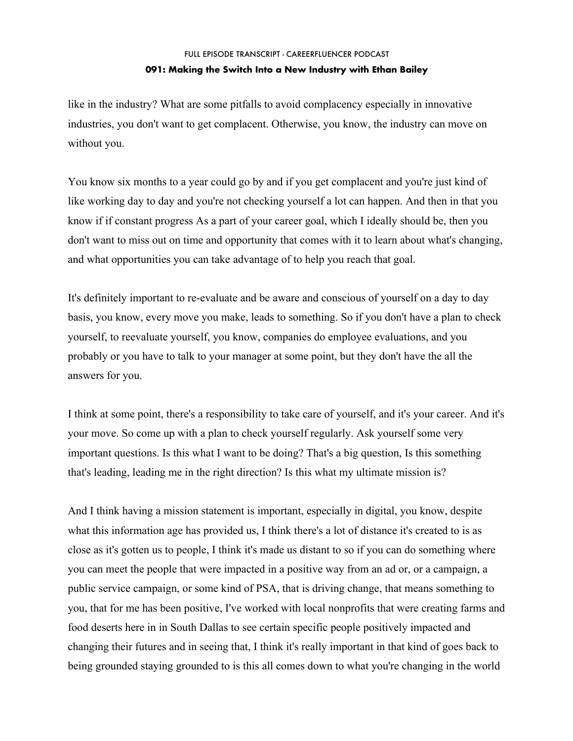like in the industry? What are some pitfalls to avoid complacency especially in innovative industries, you don't want to get complacent. Otherwise, you know, the industry can move on without you.

You know six months to a year could go by and if you get complacent and you're just kind of like working day to day and you're not checking yourself a lot can happen. And then in that you know if if constant progress As a part of your career goal, which I ideally should be, then you don't want to miss out on time and opportunity that comes with it to learn about what's changing, and what opportunities you can take advantage of to help you reach that goal.

It's definitely important to re-evaluate and be aware and conscious of yourself on a day to day basis, you know, every move you make, leads to something. So if you don't have a plan to check yourself, to reevaluate yourself, you know, companies do employee evaluations, and you probably or you have to talk to your manager at some point, but they don't have the all the answers for you.

I think at some point, there's a responsibility to take care of yourself, and it's your career. And it's your move. So come up with a plan to check yourself regularly. Ask yourself some very important questions. Is this what I want to be doing? That's a big question, Is this something that's leading, leading me in the right direction? Is this what my ultimate mission is?

And I think having a mission statement is important, especially in digital, you know, despite what this information age has provided us, I think there's a lot of distance it's created to is as close as it's gotten us to people, I think it's made us distant to so if you can do something where you can meet the people that were impacted in a positive way from an ad or, or a campaign, a public service campaign, or some kind of PSA, that is driving change, that means something to you, that for me has been positive, I've worked with local nonprofits that were creating farms and food deserts here in in South Dallas to see certain specific people positively impacted and changing their futures and in seeing that, I think it's really important in that kind of goes back to being grounded staying grounded to is this all comes down to what you're changing in the world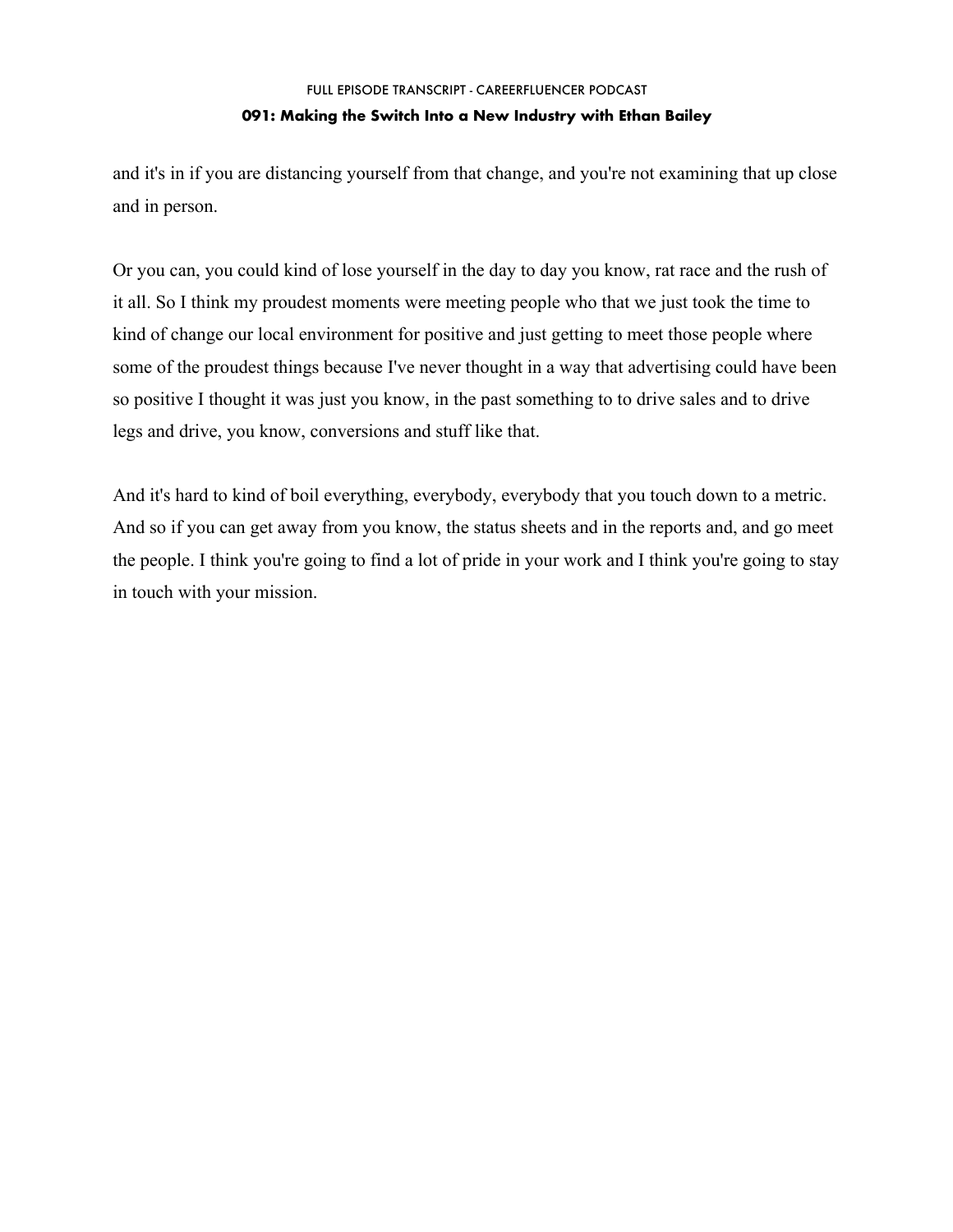and it's in if you are distancing yourself from that change, and you're not examining that up close and in person.

Or you can, you could kind of lose yourself in the day to day you know, rat race and the rush of it all. So I think my proudest moments were meeting people who that we just took the time to kind of change our local environment for positive and just getting to meet those people where some of the proudest things because I've never thought in a way that advertising could have been so positive I thought it was just you know, in the past something to to drive sales and to drive legs and drive, you know, conversions and stuff like that.

And it's hard to kind of boil everything, everybody, everybody that you touch down to a metric. And so if you can get away from you know, the status sheets and in the reports and, and go meet the people. I think you're going to find a lot of pride in your work and I think you're going to stay in touch with your mission.